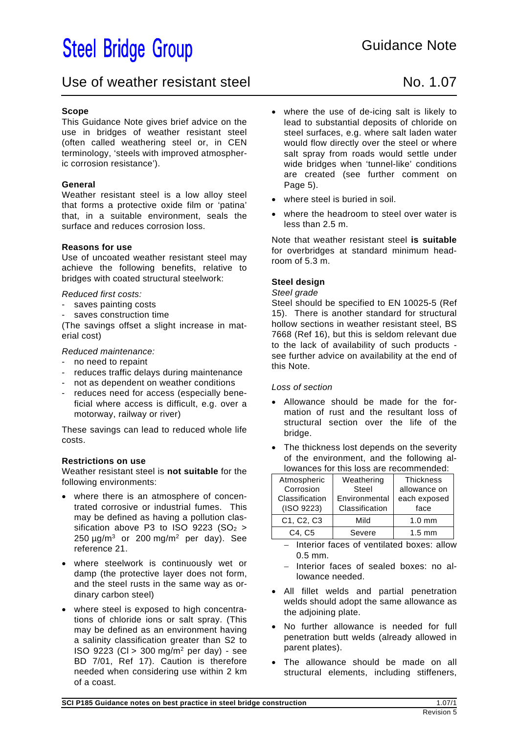# Steel Bridge Group

Guidance Note

## Use of weather resistant steel

No. 1.07

### Scope

This Guidance Note gives brief advice on the use in bridges of weather resistant steel (often called weathering steel or, in CEN terminology, 'steels with improved atmospheric corrosion resistance').

### General

Weather resistant steel is a low alloy steel that forms a protective oxide film or 'patina' that, in a suitable environment, seals the surface and reduces corrosion loss.

### Reasons for use

Use of uncoated weather resistant steel may achieve the following benefits, relative to bridges with coated structural steelwork:

*Reduced first costs:*

- saves painting costs
- saves construction time

(The savings offset a slight increase in material cost)

*Reduced maintenance:*

- no need to repaint
- reduces traffic delays during maintenance
- not as dependent on weather conditions
- reduces need for access (especially beneficial where access is difficult, e.g. over a motorway, railway or river)

These savings can lead to reduced whole life costs.

### Restrictions on use

Weather resistant steel is **not suitable** for the following environments:

- where there is an atmosphere of concentrated corrosive or industrial fumes. This may be defined as having a pollution classification above P3 to ISO 9223 ($SO_2$ > 250 µg/m$^3$ or 200 mg/m$^2$ per day). See reference 21.
- where steelwork is continuously wet or damp (the protective layer does not form, and the steel rusts in the same way as ordinary carbon steel)
- where steel is exposed to high concentrations of chloride ions or salt spray. (This may be defined as an environment having a salinity classification greater than S2 to ISO 9223 (Cl > 300 mg/m$^2$ per day) - see BD 7/01, Ref 17). Caution is therefore needed when considering use within 2 km of a coast.
- where the use of de-icing salt is likely to lead to substantial deposits of chloride on steel surfaces, e.g. where salt laden water would flow directly over the steel or where salt spray from roads would settle under wide bridges when 'tunnel-like' conditions are created (see further comment on Page 5).
- where steel is buried in soil.
- where the headroom to steel over water is less than 2.5 m.

Note that weather resistant steel **is suitable** for overbridges at standard minimum headroom of 5.3 m.

### Steel design

*Steel grade*

Steel should be specified to EN 10025-5 (Ref 15). There is another standard for structural hollow sections in weather resistant steel, BS 7668 (Ref 16), but this is seldom relevant due to the lack of availability of such products - see further advice on availability at the end of this Note.

*Loss of section*

- Allowance should be made for the formation of rust and the resultant loss of structural section over the life of the bridge.
- The thickness lost depends on the severity of the environment, and the following allowances for this loss are recommended:

| Atmospheric Corrosion Classification (ISO 9223) | Weathering Steel Environmental Classification | Thickness allowance on each exposed face |
|---|---|---|
| C1, C2, C3 | Mild | 1.0 mm |
| C4, C5 | Severe | 1.5 mm |

  - Interior faces of ventilated boxes: allow 0.5 mm.
  - Interior faces of sealed boxes: no allowance needed.

- All fillet welds and partial penetration welds should adopt the same allowance as the adjoining plate.
- No further allowance is needed for full penetration butt welds (already allowed in parent plates).
- The allowance should be made on all structural elements, including stiffeners,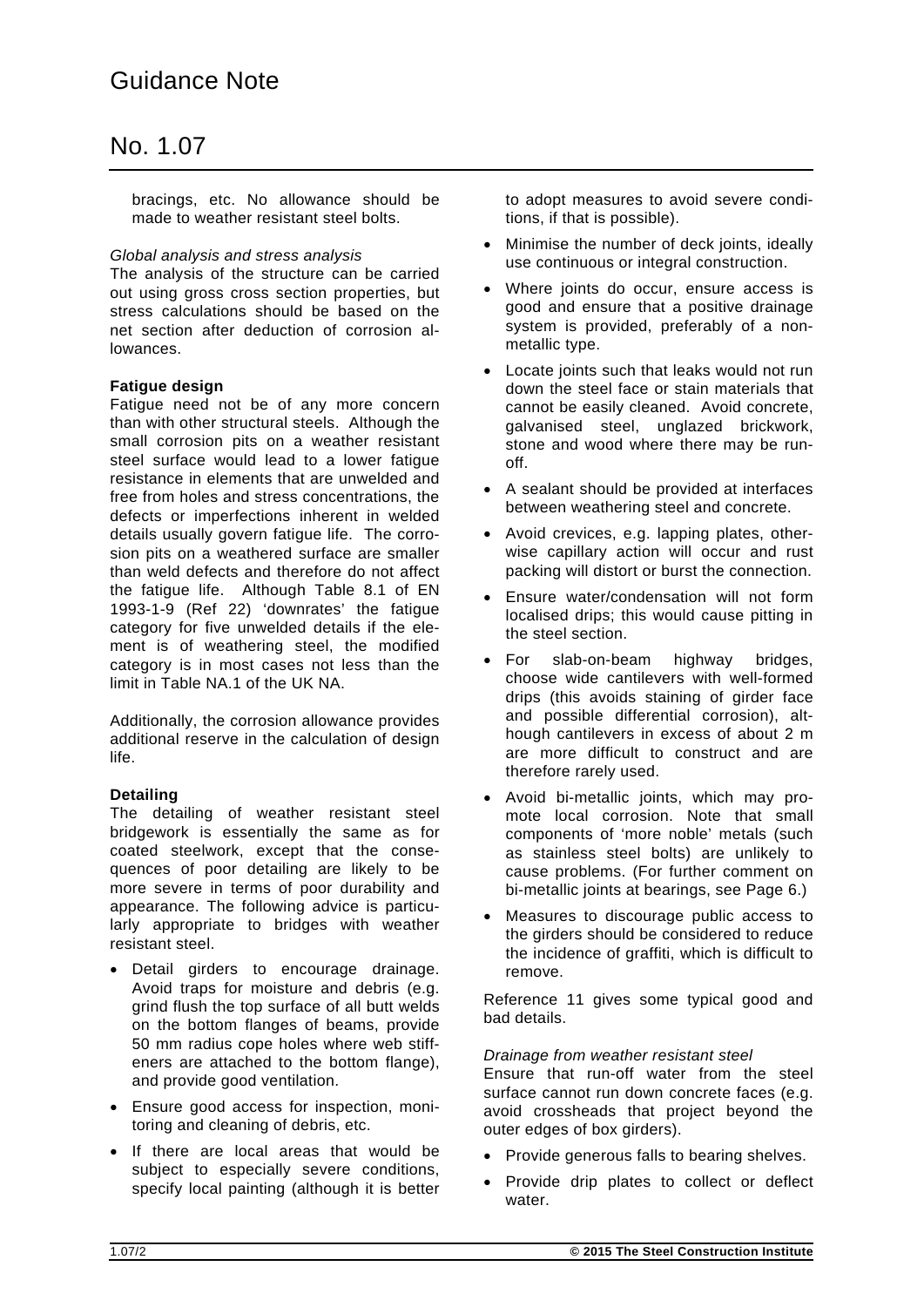bracings, etc. No allowance should be made to weather resistant steel bolts.

*Global analysis and stress analysis*

The analysis of the structure can be carried out using gross cross section properties, but stress calculations should be based on the net section after deduction of corrosion allowances.

**Fatigue design**

Fatigue need not be of any more concern than with other structural steels. Although the small corrosion pits on a weather resistant steel surface would lead to a lower fatigue resistance in elements that are unwelded and free from holes and stress concentrations, the defects or imperfections inherent in welded details usually govern fatigue life. The corrosion pits on a weathered surface are smaller than weld defects and therefore do not affect the fatigue life. Although Table 8.1 of EN 1993-1-9 (Ref 22) 'downrates' the fatigue category for five unwelded details if the element is of weathering steel, the modified category is in most cases not less than the limit in Table NA.1 of the UK NA.

Additionally, the corrosion allowance provides additional reserve in the calculation of design life.

**Detailing**

The detailing of weather resistant steel bridgework is essentially the same as for coated steelwork, except that the consequences of poor detailing are likely to be more severe in terms of poor durability and appearance. The following advice is particularly appropriate to bridges with weather resistant steel.

- Detail girders to encourage drainage. Avoid traps for moisture and debris (e.g. grind flush the top surface of all butt welds on the bottom flanges of beams, provide 50 mm radius cope holes where web stiffeners are attached to the bottom flange), and provide good ventilation.
- Ensure good access for inspection, monitoring and cleaning of debris, etc.
- If there are local areas that would be subject to especially severe conditions, specify local painting (although it is better to adopt measures to avoid severe conditions, if that is possible).
- Minimise the number of deck joints, ideally use continuous or integral construction.
- Where joints do occur, ensure access is good and ensure that a positive drainage system is provided, preferably of a non-metallic type.
- Locate joints such that leaks would not run down the steel face or stain materials that cannot be easily cleaned. Avoid concrete, galvanised steel, unglazed brickwork, stone and wood where there may be run-off.
- A sealant should be provided at interfaces between weathering steel and concrete.
- Avoid crevices, e.g. lapping plates, otherwise capillary action will occur and rust packing will distort or burst the connection.
- Ensure water/condensation will not form localised drips; this would cause pitting in the steel section.
- For slab-on-beam highway bridges, choose wide cantilevers with well-formed drips (this avoids staining of girder face and possible differential corrosion), although cantilevers in excess of about 2 m are more difficult to construct and are therefore rarely used.
- Avoid bi-metallic joints, which may promote local corrosion. Note that small components of 'more noble' metals (such as stainless steel bolts) are unlikely to cause problems. (For further comment on bi-metallic joints at bearings, see Page 6.)
- Measures to discourage public access to the girders should be considered to reduce the incidence of graffiti, which is difficult to remove.

Reference 11 gives some typical good and bad details.

*Drainage from weather resistant steel*

Ensure that run-off water from the steel surface cannot run down concrete faces (e.g. avoid crossheads that project beyond the outer edges of box girders).

- Provide generous falls to bearing shelves.
- Provide drip plates to collect or deflect water.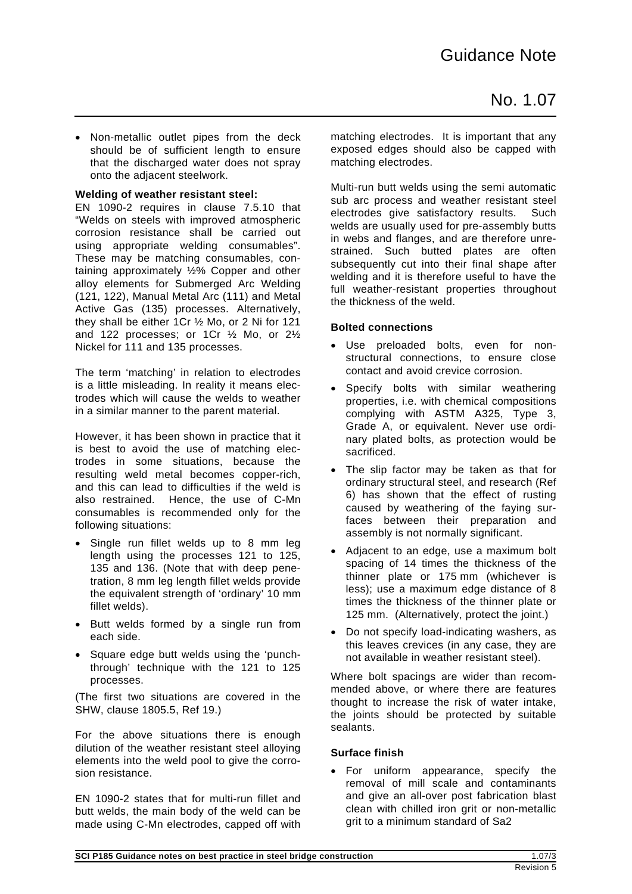- Non-metallic outlet pipes from the deck should be of sufficient length to ensure that the discharged water does not spray onto the adjacent steelwork.

**Welding of weather resistant steel:**

EN 1090-2 requires in clause 7.5.10 that "Welds on steels with improved atmospheric corrosion resistance shall be carried out using appropriate welding consumables". These may be matching consumables, containing approximately ½% Copper and other alloy elements for Submerged Arc Welding (121, 122), Manual Metal Arc (111) and Metal Active Gas (135) processes. Alternatively, they shall be either 1Cr ½ Mo, or 2 Ni for 121 and 122 processes; or 1Cr ½ Mo, or 2½ Nickel for 111 and 135 processes.

The term 'matching' in relation to electrodes is a little misleading. In reality it means electrodes which will cause the welds to weather in a similar manner to the parent material.

However, it has been shown in practice that it is best to avoid the use of matching electrodes in some situations, because the resulting weld metal becomes copper-rich, and this can lead to difficulties if the weld is also restrained. Hence, the use of C-Mn consumables is recommended only for the following situations:

- Single run fillet welds up to 8 mm leg length using the processes 121 to 125, 135 and 136. (Note that with deep penetration, 8 mm leg length fillet welds provide the equivalent strength of 'ordinary' 10 mm fillet welds).
- Butt welds formed by a single run from each side.
- Square edge butt welds using the 'punch-through' technique with the 121 to 125 processes.

(The first two situations are covered in the SHW, clause 1805.5, Ref 19.)

For the above situations there is enough dilution of the weather resistant steel alloying elements into the weld pool to give the corrosion resistance.

EN 1090-2 states that for multi-run fillet and butt welds, the main body of the weld can be made using C-Mn electrodes, capped off with matching electrodes. It is important that any exposed edges should also be capped with matching electrodes.

Multi-run butt welds using the semi automatic sub arc process and weather resistant steel electrodes give satisfactory results. Such welds are usually used for pre-assembly butts in webs and flanges, and are therefore unrestrained. Such butted plates are often subsequently cut into their final shape after welding and it is therefore useful to have the full weather-resistant properties throughout the thickness of the weld.

**Bolted connections**

- Use preloaded bolts, even for non-structural connections, to ensure close contact and avoid crevice corrosion.
- Specify bolts with similar weathering properties, i.e. with chemical compositions complying with ASTM A325, Type 3, Grade A, or equivalent. Never use ordinary plated bolts, as protection would be sacrificed.
- The slip factor may be taken as that for ordinary structural steel, and research (Ref 6) has shown that the effect of rusting caused by weathering of the faying surfaces between their preparation and assembly is not normally significant.
- Adjacent to an edge, use a maximum bolt spacing of 14 times the thickness of the thinner plate or 175 mm (whichever is less); use a maximum edge distance of 8 times the thickness of the thinner plate or 125 mm. (Alternatively, protect the joint.)
- Do not specify load-indicating washers, as this leaves crevices (in any case, they are not available in weather resistant steel).

Where bolt spacings are wider than recommended above, or where there are features thought to increase the risk of water intake, the joints should be protected by suitable sealants.

**Surface finish**

- For uniform appearance, specify the removal of mill scale and contaminants and give an all-over post fabrication blast clean with chilled iron grit or non-metallic grit to a minimum standard of Sa2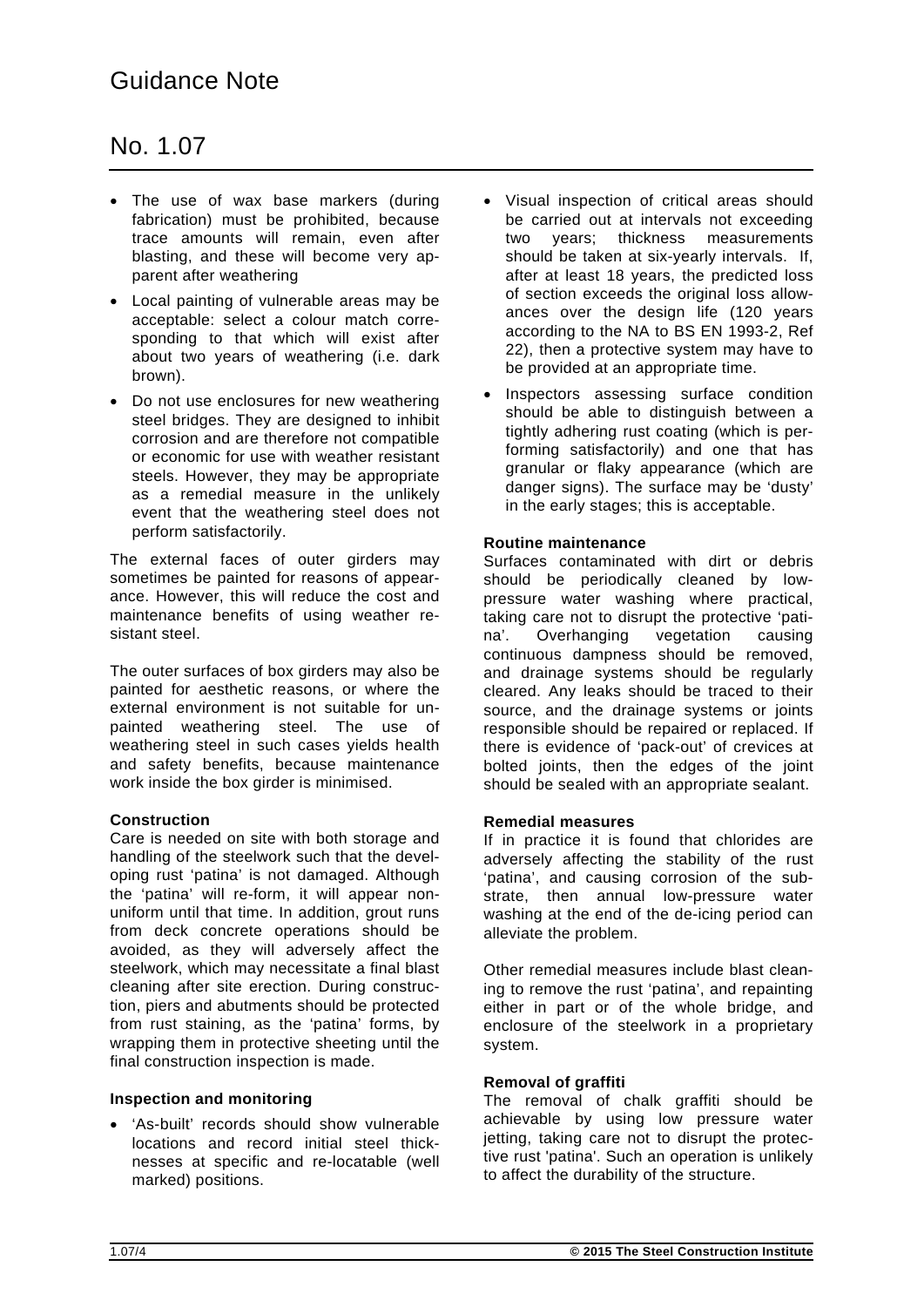- The use of wax base markers (during fabrication) must be prohibited, because trace amounts will remain, even after blasting, and these will become very apparent after weathering
- Local painting of vulnerable areas may be acceptable: select a colour match corresponding to that which will exist after about two years of weathering (i.e. dark brown).
- Do not use enclosures for new weathering steel bridges. They are designed to inhibit corrosion and are therefore not compatible or economic for use with weather resistant steels. However, they may be appropriate as a remedial measure in the unlikely event that the weathering steel does not perform satisfactorily.

The external faces of outer girders may sometimes be painted for reasons of appearance. However, this will reduce the cost and maintenance benefits of using weather resistant steel.

The outer surfaces of box girders may also be painted for aesthetic reasons, or where the external environment is not suitable for unpainted weathering steel. The use of weathering steel in such cases yields health and safety benefits, because maintenance work inside the box girder is minimised.

**Construction**

Care is needed on site with both storage and handling of the steelwork such that the developing rust 'patina' is not damaged. Although the 'patina' will re-form, it will appear non-uniform until that time. In addition, grout runs from deck concrete operations should be avoided, as they will adversely affect the steelwork, which may necessitate a final blast cleaning after site erection. During construction, piers and abutments should be protected from rust staining, as the 'patina' forms, by wrapping them in protective sheeting until the final construction inspection is made.

**Inspection and monitoring**

- 'As-built' records should show vulnerable locations and record initial steel thicknesses at specific and re-locatable (well marked) positions.
- Visual inspection of critical areas should be carried out at intervals not exceeding two years; thickness measurements should be taken at six-yearly intervals. If, after at least 18 years, the predicted loss of section exceeds the original loss allowances over the design life (120 years according to the NA to BS EN 1993-2, Ref 22), then a protective system may have to be provided at an appropriate time.
- Inspectors assessing surface condition should be able to distinguish between a tightly adhering rust coating (which is performing satisfactorily) and one that has granular or flaky appearance (which are danger signs). The surface may be 'dusty' in the early stages; this is acceptable.

**Routine maintenance**

Surfaces contaminated with dirt or debris should be periodically cleaned by low-pressure water washing where practical, taking care not to disrupt the protective 'patina'. Overhanging vegetation causing continuous dampness should be removed, and drainage systems should be regularly cleared. Any leaks should be traced to their source, and the drainage systems or joints responsible should be repaired or replaced. If there is evidence of 'pack-out' of crevices at bolted joints, then the edges of the joint should be sealed with an appropriate sealant.

**Remedial measures**

If in practice it is found that chlorides are adversely affecting the stability of the rust 'patina', and causing corrosion of the substrate, then annual low-pressure water washing at the end of the de-icing period can alleviate the problem.

Other remedial measures include blast cleaning to remove the rust 'patina', and repainting either in part or of the whole bridge, and enclosure of the steelwork in a proprietary system.

**Removal of graffiti**

The removal of chalk graffiti should be achievable by using low pressure water jetting, taking care not to disrupt the protective rust 'patina'. Such an operation is unlikely to affect the durability of the structure.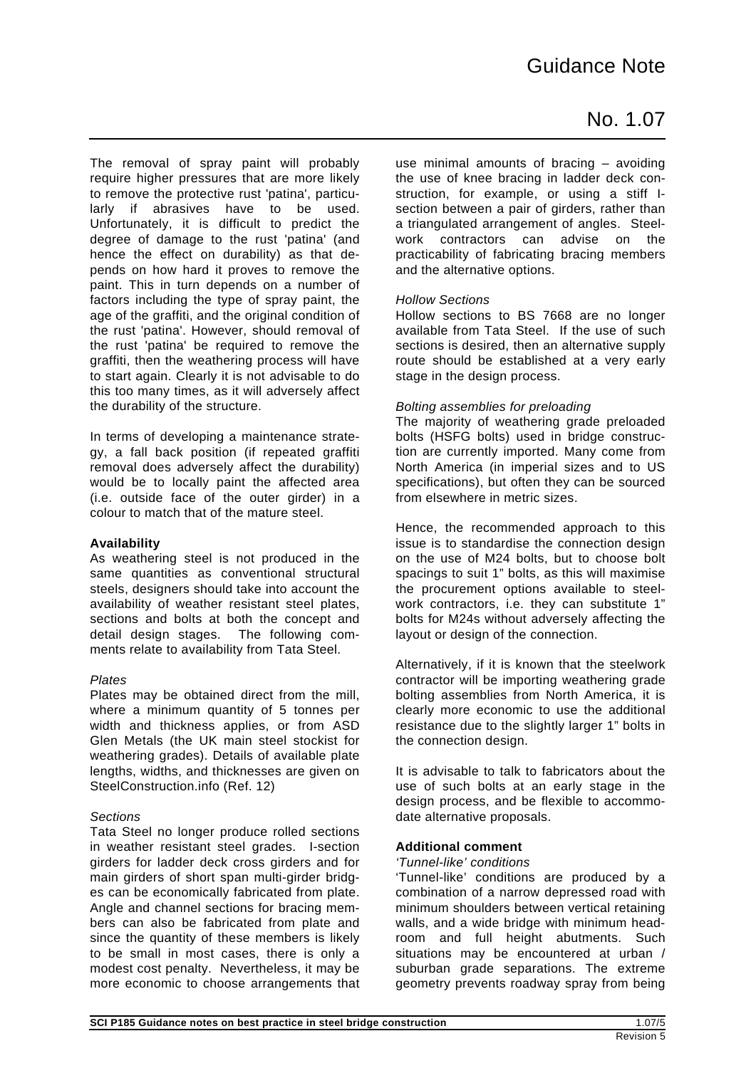The removal of spray paint will probably require higher pressures that are more likely to remove the protective rust 'patina', particularly if abrasives have to be used. Unfortunately, it is difficult to predict the degree of damage to the rust 'patina' (and hence the effect on durability) as that depends on how hard it proves to remove the paint. This in turn depends on a number of factors including the type of spray paint, the age of the graffiti, and the original condition of the rust 'patina'. However, should removal of the rust 'patina' be required to remove the graffiti, then the weathering process will have to start again. Clearly it is not advisable to do this too many times, as it will adversely affect the durability of the structure.

In terms of developing a maintenance strategy, a fall back position (if repeated graffiti removal does adversely affect the durability) would be to locally paint the affected area (i.e. outside face of the outer girder) in a colour to match that of the mature steel.

**Availability**

As weathering steel is not produced in the same quantities as conventional structural steels, designers should take into account the availability of weather resistant steel plates, sections and bolts at both the concept and detail design stages. The following comments relate to availability from Tata Steel.

*Plates*

Plates may be obtained direct from the mill, where a minimum quantity of 5 tonnes per width and thickness applies, or from ASD Glen Metals (the UK main steel stockist for weathering grades). Details of available plate lengths, widths, and thicknesses are given on SteelConstruction.info (Ref. 12)

*Sections*

Tata Steel no longer produce rolled sections in weather resistant steel grades. I-section girders for ladder deck cross girders and for main girders of short span multi-girder bridges can be economically fabricated from plate. Angle and channel sections for bracing members can also be fabricated from plate and since the quantity of these members is likely to be small in most cases, there is only a modest cost penalty. Nevertheless, it may be more economic to choose arrangements that use minimal amounts of bracing – avoiding the use of knee bracing in ladder deck construction, for example, or using a stiff I-section between a pair of girders, rather than a triangulated arrangement of angles. Steelwork contractors can advise on the practicability of fabricating bracing members and the alternative options.

*Hollow Sections*

Hollow sections to BS 7668 are no longer available from Tata Steel. If the use of such sections is desired, then an alternative supply route should be established at a very early stage in the design process.

*Bolting assemblies for preloading*

The majority of weathering grade preloaded bolts (HSFG bolts) used in bridge construction are currently imported. Many come from North America (in imperial sizes and to US specifications), but often they can be sourced from elsewhere in metric sizes.

Hence, the recommended approach to this issue is to standardise the connection design on the use of M24 bolts, but to choose bolt spacings to suit 1" bolts, as this will maximise the procurement options available to steelwork contractors, i.e. they can substitute 1" bolts for M24s without adversely affecting the layout or design of the connection.

Alternatively, if it is known that the steelwork contractor will be importing weathering grade bolting assemblies from North America, it is clearly more economic to use the additional resistance due to the slightly larger 1" bolts in the connection design.

It is advisable to talk to fabricators about the use of such bolts at an early stage in the design process, and be flexible to accommodate alternative proposals.

**Additional comment**

*'Tunnel-like' conditions*

'Tunnel-like' conditions are produced by a combination of a narrow depressed road with minimum shoulders between vertical retaining walls, and a wide bridge with minimum headroom and full height abutments. Such situations may be encountered at urban / suburban grade separations. The extreme geometry prevents roadway spray from being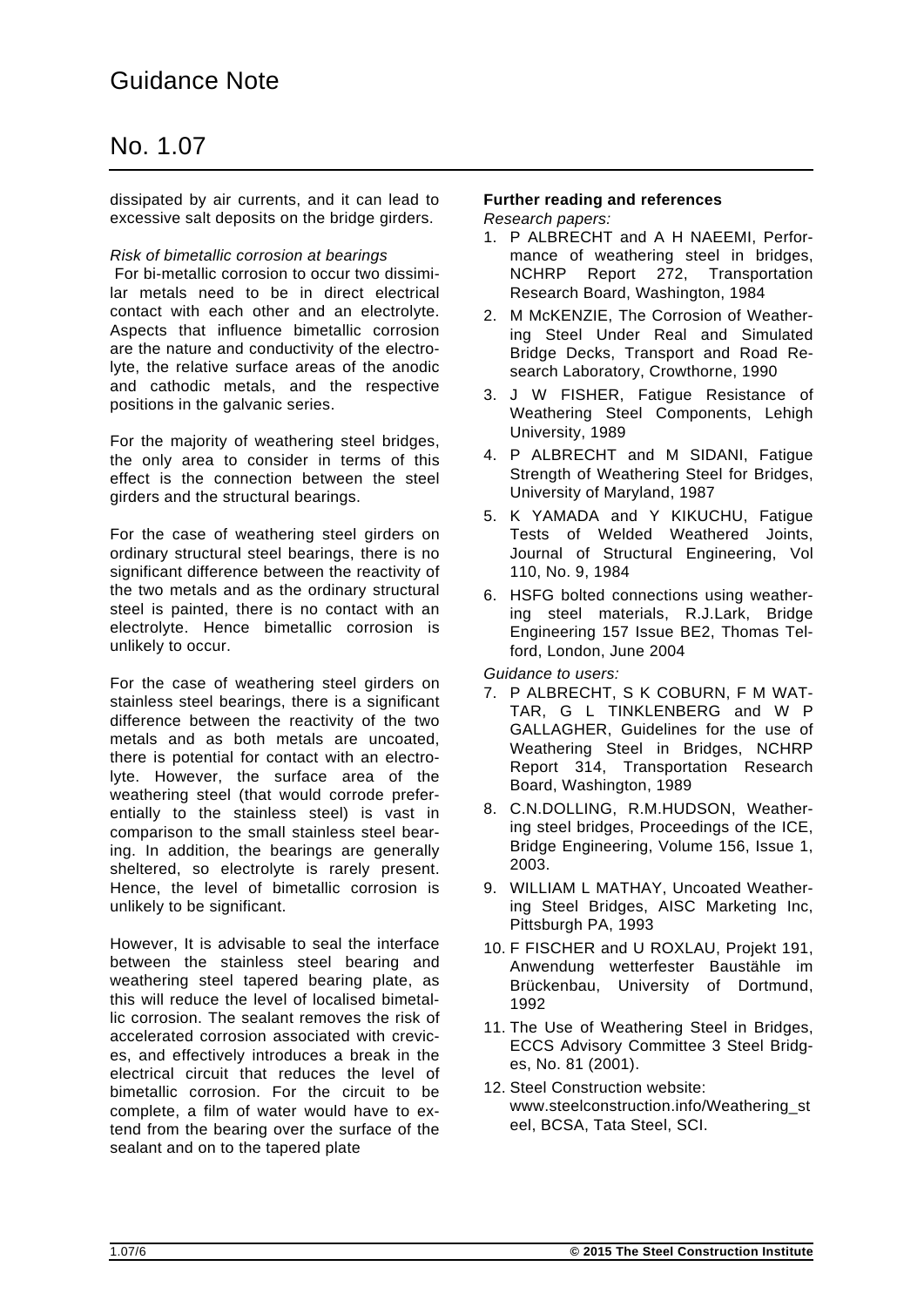dissipated by air currents, and it can lead to excessive salt deposits on the bridge girders.

*Risk of bimetallic corrosion at bearings*

For bi-metallic corrosion to occur two dissimilar metals need to be in direct electrical contact with each other and an electrolyte. Aspects that influence bimetallic corrosion are the nature and conductivity of the electrolyte, the relative surface areas of the anodic and cathodic metals, and the respective positions in the galvanic series.

For the majority of weathering steel bridges, the only area to consider in terms of this effect is the connection between the steel girders and the structural bearings.

For the case of weathering steel girders on ordinary structural steel bearings, there is no significant difference between the reactivity of the two metals and as the ordinary structural steel is painted, there is no contact with an electrolyte. Hence bimetallic corrosion is unlikely to occur.

For the case of weathering steel girders on stainless steel bearings, there is a significant difference between the reactivity of the two metals and as both metals are uncoated, there is potential for contact with an electrolyte. However, the surface area of the weathering steel (that would corrode preferentially to the stainless steel) is vast in comparison to the small stainless steel bearing. In addition, the bearings are generally sheltered, so electrolyte is rarely present. Hence, the level of bimetallic corrosion is unlikely to be significant.

However, It is advisable to seal the interface between the stainless steel bearing and weathering steel tapered bearing plate, as this will reduce the level of localised bimetallic corrosion. The sealant removes the risk of accelerated corrosion associated with crevices, and effectively introduces a break in the electrical circuit that reduces the level of bimetallic corrosion. For the circuit to be complete, a film of water would have to extend from the bearing over the surface of the sealant and on to the tapered plate

**Further reading and references**

*Research papers:*

1. P ALBRECHT and A H NAEEMI, Performance of weathering steel in bridges, NCHRP Report 272, Transportation Research Board, Washington, 1984
2. M McKENZIE, The Corrosion of Weathering Steel Under Real and Simulated Bridge Decks, Transport and Road Research Laboratory, Crowthorne, 1990
3. J W FISHER, Fatigue Resistance of Weathering Steel Components, Lehigh University, 1989
4. P ALBRECHT and M SIDANI, Fatigue Strength of Weathering Steel for Bridges, University of Maryland, 1987
5. K YAMADA and Y KIKUCHU, Fatigue Tests of Welded Weathered Joints, Journal of Structural Engineering, Vol 110, No. 9, 1984
6. HSFG bolted connections using weathering steel materials, R.J.Lark, Bridge Engineering 157 Issue BE2, Thomas Telford, London, June 2004

*Guidance to users:*

7. P ALBRECHT, S K COBURN, F M WATTAR, G L TINKLENBERG and W P GALLAGHER, Guidelines for the use of Weathering Steel in Bridges, NCHRP Report 314, Transportation Research Board, Washington, 1989
8. C.N.DOLLING, R.M.HUDSON, Weathering steel bridges, Proceedings of the ICE, Bridge Engineering, Volume 156, Issue 1, 2003.
9. WILLIAM L MATHAY, Uncoated Weathering Steel Bridges, AISC Marketing Inc, Pittsburgh PA, 1993
10. F FISCHER and U ROXLAU, Projekt 191, Anwendung wetterfester Baustähle im Brückenbau, University of Dortmund, 1992
11. The Use of Weathering Steel in Bridges, ECCS Advisory Committee 3 Steel Bridges, No. 81 (2001).
12. Steel Construction website: www.steelconstruction.info/Weathering_steel, BCSA, Tata Steel, SCI.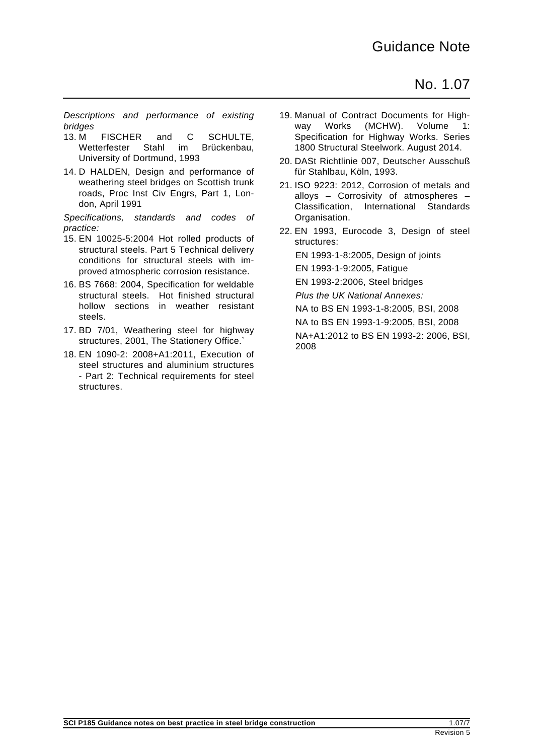*Descriptions and performance of existing bridges*

13. M FISCHER and C SCHULTE, Wetterfester Stahl im Brückenbau, University of Dortmund, 1993
14. D HALDEN, Design and performance of weathering steel bridges on Scottish trunk roads, Proc Inst Civ Engrs, Part 1, London, April 1991

*Specifications, standards and codes of practice:*

15. EN 10025-5:2004 Hot rolled products of structural steels. Part 5 Technical delivery conditions for structural steels with improved atmospheric corrosion resistance.
16. BS 7668: 2004, Specification for weldable structural steels. Hot finished structural hollow sections in weather resistant steels.
17. BD 7/01, Weathering steel for highway structures, 2001, The Stationery Office.`
18. EN 1090-2: 2008+A1:2011, Execution of steel structures and aluminium structures - Part 2: Technical requirements for steel structures.
19. Manual of Contract Documents for Highway Works (MCHW). Volume 1: Specification for Highway Works. Series 1800 Structural Steelwork. August 2014.
20. DASt Richtlinie 007, Deutscher Ausschuß für Stahlbau, Köln, 1993.
21. ISO 9223: 2012, Corrosion of metals and alloys – Corrosivity of atmospheres – Classification, International Standards Organisation.
22. EN 1993, Eurocode 3, Design of steel structures:

    EN 1993-1-8:2005, Design of joints

    EN 1993-1-9:2005, Fatigue

    EN 1993-2:2006, Steel bridges

    *Plus the UK National Annexes:*

    NA to BS EN 1993-1-8:2005, BSI, 2008

    NA to BS EN 1993-1-9:2005, BSI, 2008

    NA+A1:2012 to BS EN 1993-2: 2006, BSI, 2008